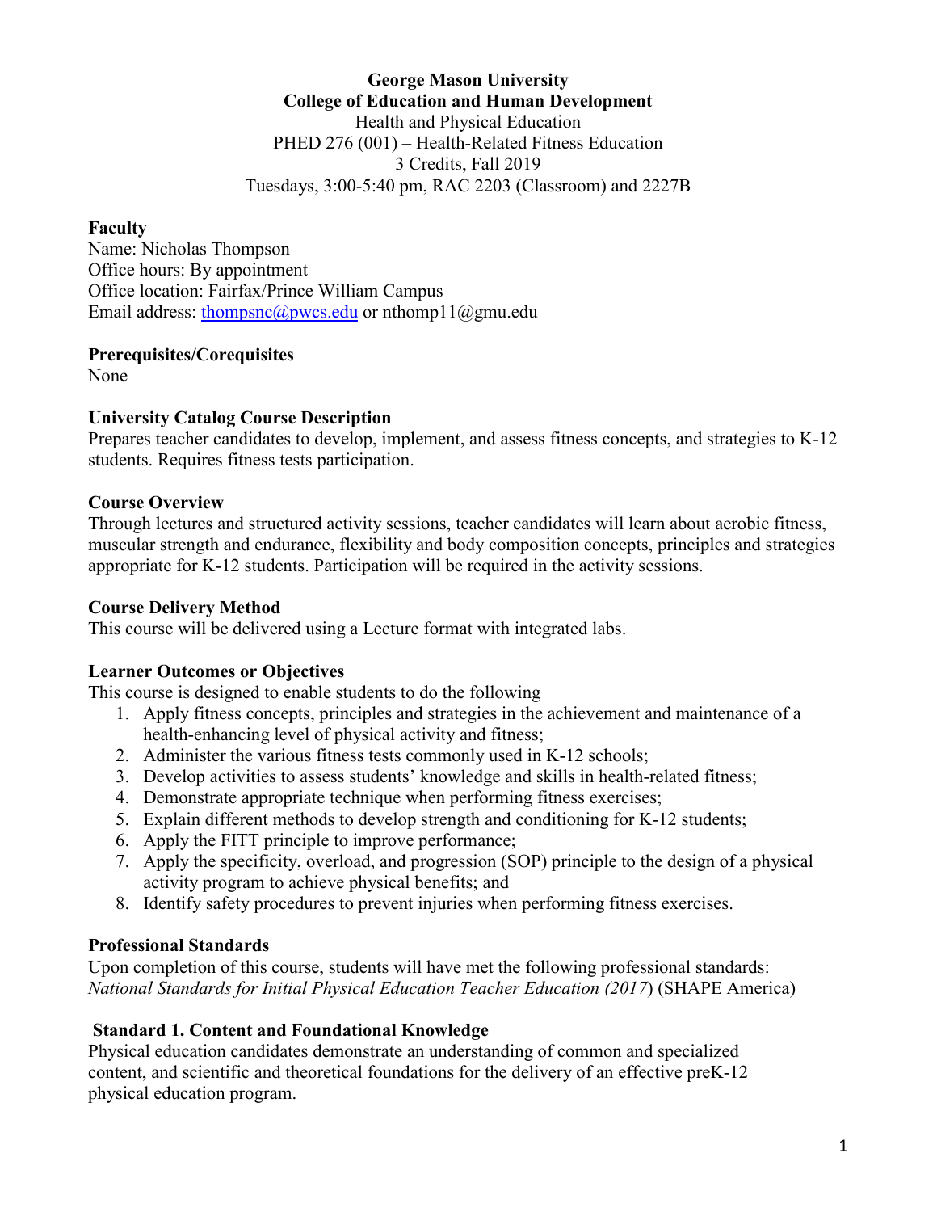**George Mason University**
**College of Education and Human Development**
Health and Physical Education
PHED 276 (001) – Health-Related Fitness Education
3 Credits, Fall 2019
Tuesdays, 3:00-5:40 pm, RAC 2203 (Classroom) and 2227B

## Faculty

Name: Nicholas Thompson
Office hours: By appointment
Office location: Fairfax/Prince William Campus
Email address: thompsnc@pwcs.edu or nthomp11@gmu.edu

## Prerequisites/Corequisites

None

## University Catalog Course Description

Prepares teacher candidates to develop, implement, and assess fitness concepts, and strategies to K-12 students. Requires fitness tests participation.

## Course Overview

Through lectures and structured activity sessions, teacher candidates will learn about aerobic fitness, muscular strength and endurance, flexibility and body composition concepts, principles and strategies appropriate for K-12 students. Participation will be required in the activity sessions.

## Course Delivery Method

This course will be delivered using a Lecture format with integrated labs.

## Learner Outcomes or Objectives

This course is designed to enable students to do the following

1. Apply fitness concepts, principles and strategies in the achievement and maintenance of a health-enhancing level of physical activity and fitness;
2. Administer the various fitness tests commonly used in K-12 schools;
3. Develop activities to assess students' knowledge and skills in health-related fitness;
4. Demonstrate appropriate technique when performing fitness exercises;
5. Explain different methods to develop strength and conditioning for K-12 students;
6. Apply the FITT principle to improve performance;
7. Apply the specificity, overload, and progression (SOP) principle to the design of a physical activity program to achieve physical benefits; and
8. Identify safety procedures to prevent injuries when performing fitness exercises.

## Professional Standards

Upon completion of this course, students will have met the following professional standards: *National Standards for Initial Physical Education Teacher Education (2017*) (SHAPE America)

### Standard 1. Content and Foundational Knowledge

Physical education candidates demonstrate an understanding of common and specialized content, and scientific and theoretical foundations for the delivery of an effective preK-12 physical education program.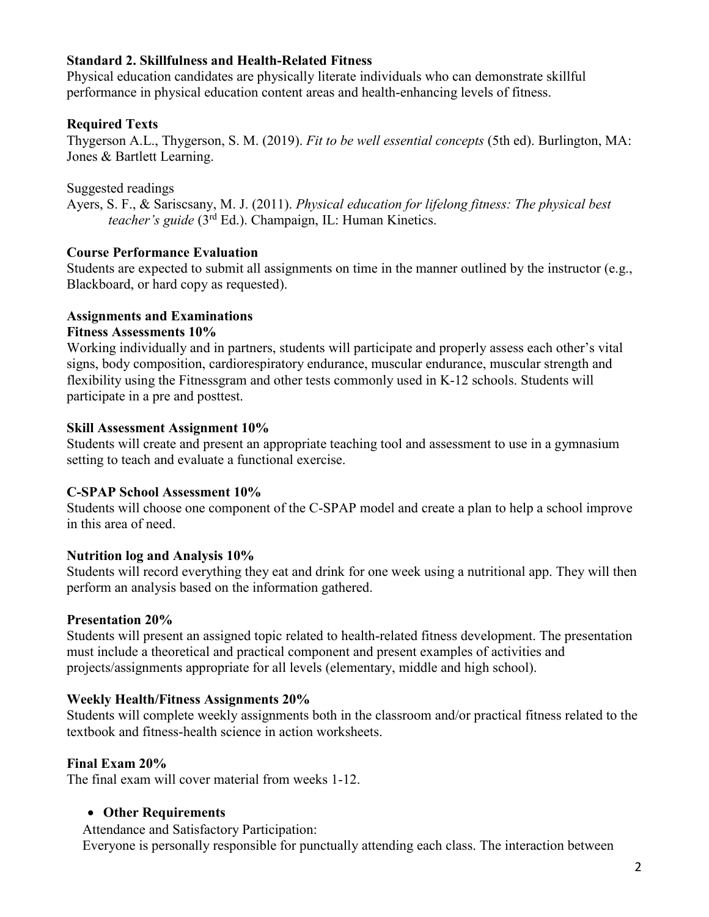**Standard 2. Skillfulness and Health-Related Fitness**

Physical education candidates are physically literate individuals who can demonstrate skillful performance in physical education content areas and health-enhancing levels of fitness.

**Required Texts**

Thygerson A.L., Thygerson, S. M. (2019). *Fit to be well essential concepts* (5th ed). Burlington, MA: Jones & Bartlett Learning.

Suggested readings

Ayers, S. F., & Sariscsany, M. J. (2011). *Physical education for lifelong fitness: The physical best teacher's guide* (3rd Ed.). Champaign, IL: Human Kinetics.

**Course Performance Evaluation**

Students are expected to submit all assignments on time in the manner outlined by the instructor (e.g., Blackboard, or hard copy as requested).

**Assignments and Examinations**

**Fitness Assessments 10%**

Working individually and in partners, students will participate and properly assess each other's vital signs, body composition, cardiorespiratory endurance, muscular endurance, muscular strength and flexibility using the Fitnessgram and other tests commonly used in K-12 schools. Students will participate in a pre and posttest.

**Skill Assessment Assignment 10%**

Students will create and present an appropriate teaching tool and assessment to use in a gymnasium setting to teach and evaluate a functional exercise.

**C-SPAP School Assessment 10%**

Students will choose one component of the C-SPAP model and create a plan to help a school improve in this area of need.

**Nutrition log and Analysis 10%**

Students will record everything they eat and drink for one week using a nutritional app. They will then perform an analysis based on the information gathered.

**Presentation 20%**

Students will present an assigned topic related to health-related fitness development. The presentation must include a theoretical and practical component and present examples of activities and projects/assignments appropriate for all levels (elementary, middle and high school).

**Weekly Health/Fitness Assignments 20%**

Students will complete weekly assignments both in the classroom and/or practical fitness related to the textbook and fitness-health science in action worksheets.

**Final Exam 20%**

The final exam will cover material from weeks 1-12.

- **Other Requirements**

Attendance and Satisfactory Participation:

Everyone is personally responsible for punctually attending each class. The interaction between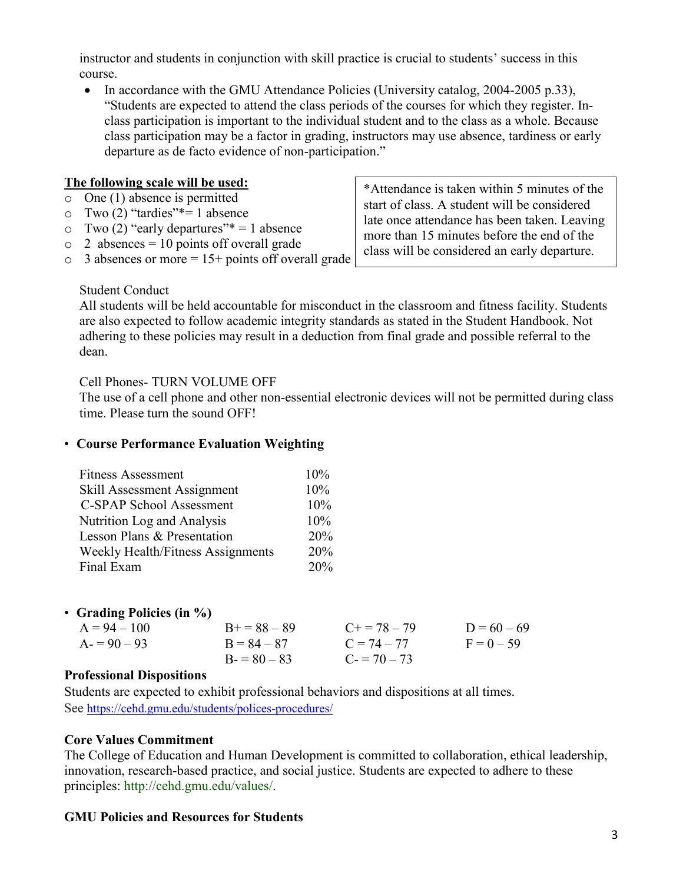instructor and students in conjunction with skill practice is crucial to students' success in this course.

- In accordance with the GMU Attendance Policies (University catalog, 2004-2005 p.33), "Students are expected to attend the class periods of the courses for which they register. In-class participation is important to the individual student and to the class as a whole. Because class participation may be a factor in grading, instructors may use absence, tardiness or early departure as de facto evidence of non-participation."

**<u>The following scale will be used:</u>**

- One (1) absence is permitted
- Two (2) "tardies"* = 1 absence
- Two (2) "early departures"* = 1 absence
- 2 absences = 10 points off overall grade
- 3 absences or more = 15+ points off overall grade

*Attendance is taken within 5 minutes of the start of class. A student will be considered late once attendance has been taken. Leaving more than 15 minutes before the end of the class will be considered an early departure.

Student Conduct
All students will be held accountable for misconduct in the classroom and fitness facility. Students are also expected to follow academic integrity standards as stated in the Student Handbook. Not adhering to these policies may result in a deduction from final grade and possible referral to the dean.

Cell Phones- TURN VOLUME OFF
The use of a cell phone and other non-essential electronic devices will not be permitted during class time. Please turn the sound OFF!

- **Course Performance Evaluation Weighting**

| | |
|---|---|
| Fitness Assessment | 10% |
| Skill Assessment Assignment | 10% |
| C-SPAP School Assessment | 10% |
| Nutrition Log and Analysis | 10% |
| Lesson Plans & Presentation | 20% |
| Weekly Health/Fitness Assignments | 20% |
| Final Exam | 20% |

- **Grading Policies (in %)**

| | | | |
|---|---|---|---|
| A = 94 – 100 | B+ = 88 – 89 | C+ = 78 – 79 | D = 60 – 69 |
| A- = 90 – 93 | B = 84 – 87 | C = 74 – 77 | F = 0 – 59 |
| | B- = 80 – 83 | C- = 70 – 73 | |

**Professional Dispositions**
Students are expected to exhibit professional behaviors and dispositions at all times.
See https://cehd.gmu.edu/students/polices-procedures/

**Core Values Commitment**
The College of Education and Human Development is committed to collaboration, ethical leadership, innovation, research-based practice, and social justice. Students are expected to adhere to these principles: http://cehd.gmu.edu/values/.

**GMU Policies and Resources for Students**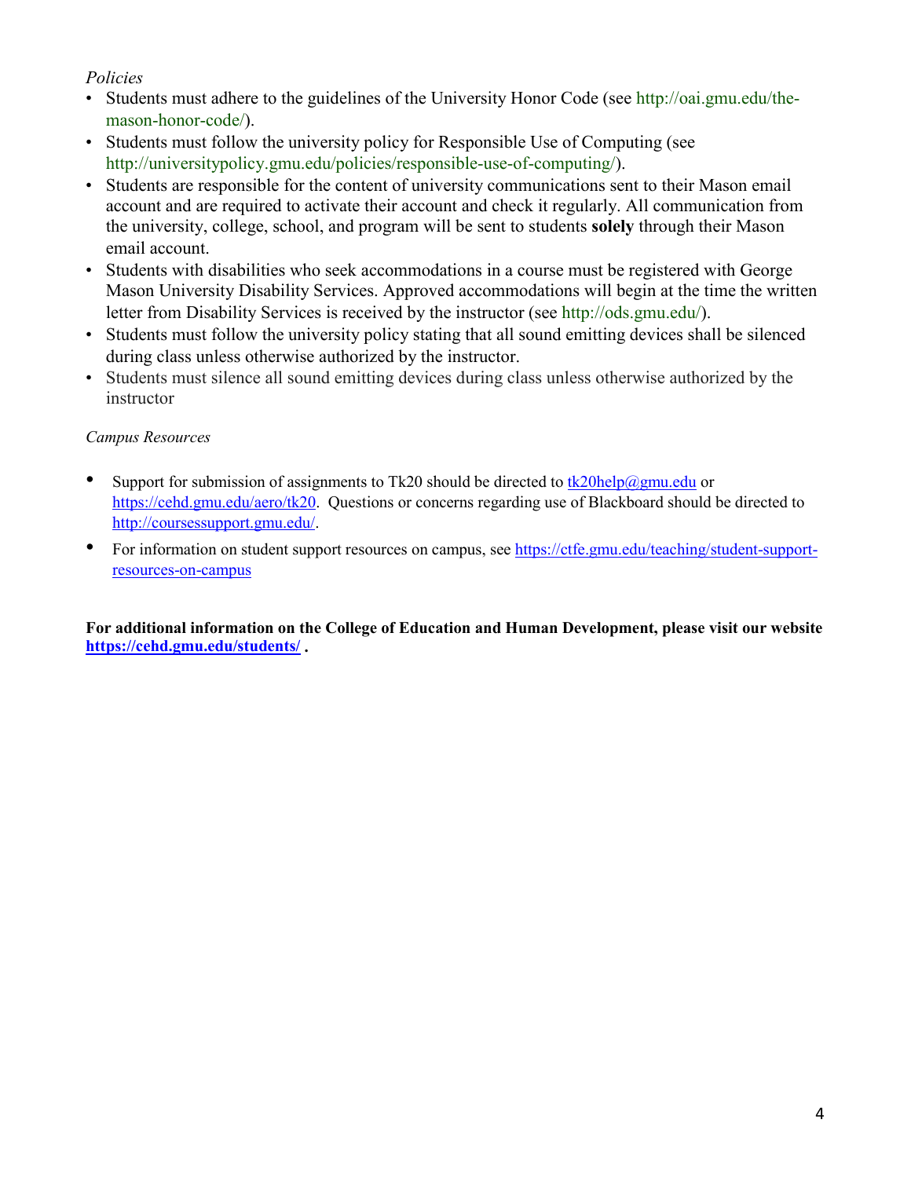*Policies*

- Students must adhere to the guidelines of the University Honor Code (see http://oai.gmu.edu/the-mason-honor-code/).
- Students must follow the university policy for Responsible Use of Computing (see http://universitypolicy.gmu.edu/policies/responsible-use-of-computing/).
- Students are responsible for the content of university communications sent to their Mason email account and are required to activate their account and check it regularly. All communication from the university, college, school, and program will be sent to students **solely** through their Mason email account.
- Students with disabilities who seek accommodations in a course must be registered with George Mason University Disability Services. Approved accommodations will begin at the time the written letter from Disability Services is received by the instructor (see http://ods.gmu.edu/).
- Students must follow the university policy stating that all sound emitting devices shall be silenced during class unless otherwise authorized by the instructor.
- Students must silence all sound emitting devices during class unless otherwise authorized by the instructor

*Campus Resources*

- Support for submission of assignments to Tk20 should be directed to tk20help@gmu.edu or https://cehd.gmu.edu/aero/tk20. Questions or concerns regarding use of Blackboard should be directed to http://coursessupport.gmu.edu/.
- For information on student support resources on campus, see https://ctfe.gmu.edu/teaching/student-support-resources-on-campus

**For additional information on the College of Education and Human Development, please visit our website https://cehd.gmu.edu/students/ .**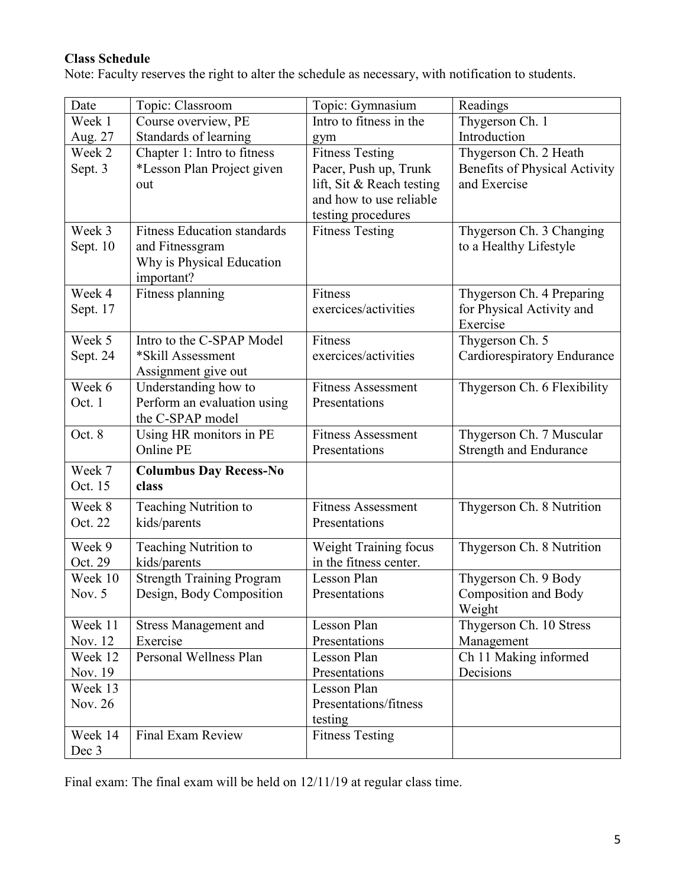**Class Schedule**

Note: Faculty reserves the right to alter the schedule as necessary, with notification to students.

| Date | Topic: Classroom | Topic: Gymnasium | Readings |
|---|---|---|---|
| Week 1 Aug. 27 | Course overview, PE Standards of learning | Intro to fitness in the gym | Thygerson Ch. 1 Introduction |
| Week 2 Sept. 3 | Chapter 1: Intro to fitness *Lesson Plan Project given out | Fitness Testing Pacer, Push up, Trunk lift, Sit & Reach testing and how to use reliable testing procedures | Thygerson Ch. 2 Heath Benefits of Physical Activity and Exercise |
| Week 3 Sept. 10 | Fitness Education standards and Fitnessgram Why is Physical Education important? | Fitness Testing | Thygerson Ch. 3 Changing to a Healthy Lifestyle |
| Week 4 Sept. 17 | Fitness planning | Fitness exercices/activities | Thygerson Ch. 4 Preparing for Physical Activity and Exercise |
| Week 5 Sept. 24 | Intro to the C-SPAP Model *Skill Assessment Assignment give out | Fitness exercices/activities | Thygerson Ch. 5 Cardiorespiratory Endurance |
| Week 6 Oct. 1 | Understanding how to Perform an evaluation using the C-SPAP model | Fitness Assessment Presentations | Thygerson Ch. 6 Flexibility |
| Oct. 8 | Using HR monitors in PE Online PE | Fitness Assessment Presentations | Thygerson Ch. 7 Muscular Strength and Endurance |
| Week 7 Oct. 15 | **Columbus Day Recess-No class** | | |
| Week 8 Oct. 22 | Teaching Nutrition to kids/parents | Fitness Assessment Presentations | Thygerson Ch. 8 Nutrition |
| Week 9 Oct. 29 | Teaching Nutrition to kids/parents | Weight Training focus in the fitness center. | Thygerson Ch. 8 Nutrition |
| Week 10 Nov. 5 | Strength Training Program Design, Body Composition | Lesson Plan Presentations | Thygerson Ch. 9 Body Composition and Body Weight |
| Week 11 Nov. 12 | Stress Management and Exercise | Lesson Plan Presentations | Thygerson Ch. 10 Stress Management |
| Week 12 Nov. 19 | Personal Wellness Plan | Lesson Plan Presentations | Ch 11 Making informed Decisions |
| Week 13 Nov. 26 | | Lesson Plan Presentations/fitness testing | |
| Week 14 Dec 3 | Final Exam Review | Fitness Testing | |

Final exam: The final exam will be held on 12/11/19 at regular class time.